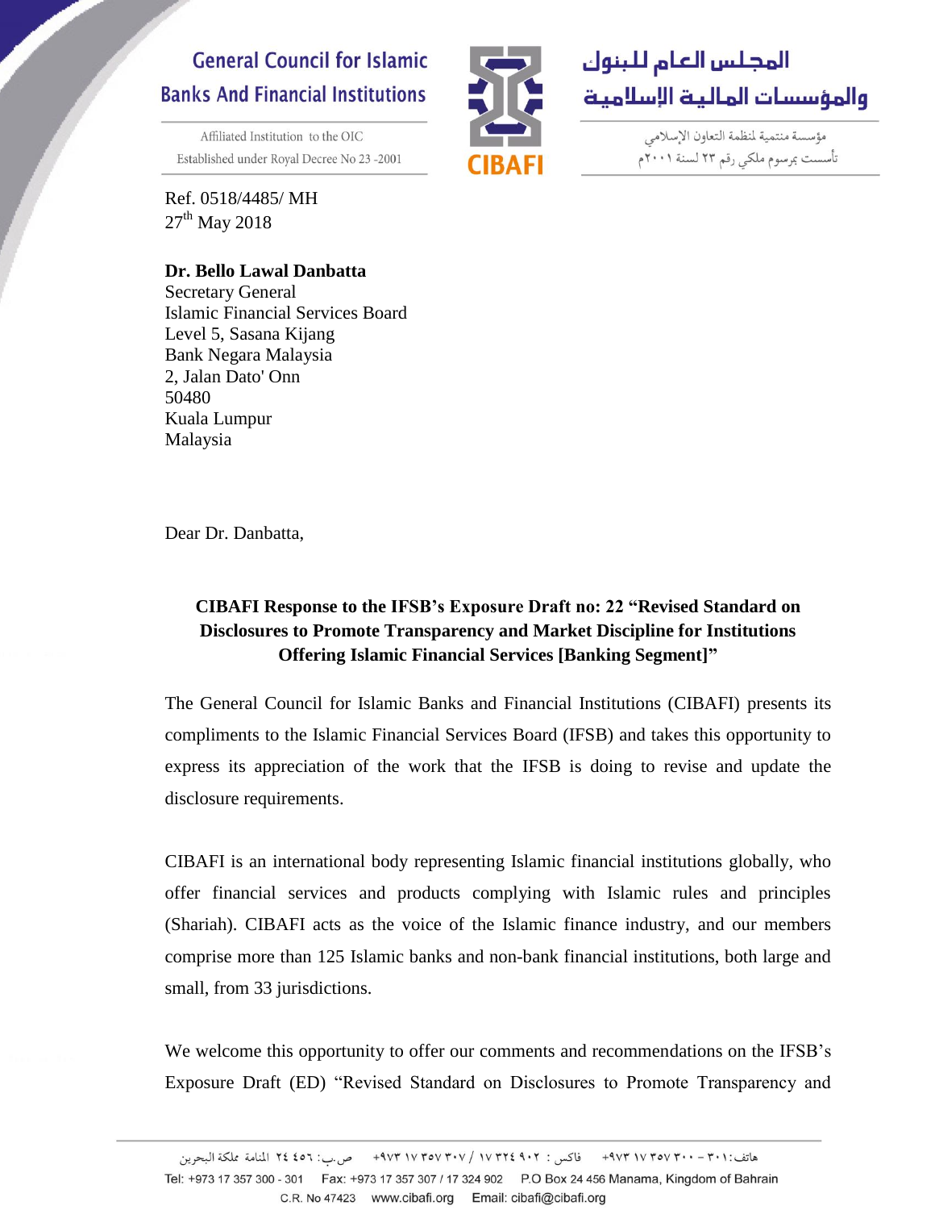**General Council for Islamic Banks And Financial Institutions**

Affiliated Institution to the OIC
Established under Royal Decree No 23 -2001

**المجلس العام للبنوك والمؤسسات المالية الإسلامية**

مؤسسة منتمية لمنظمة التعاون الإسلامي
تأسست بمرسوم ملكي رقم ٢٣ لسنة ٢٠٠١م

CIBAFI

Ref. 0518/4485/ MH
27th May 2018

**Dr. Bello Lawal Danbatta**
Secretary General
Islamic Financial Services Board
Level 5, Sasana Kijang
Bank Negara Malaysia
2, Jalan Dato' Onn
50480
Kuala Lumpur
Malaysia

Dear Dr. Danbatta,

**CIBAFI Response to the IFSB's Exposure Draft no: 22 "Revised Standard on Disclosures to Promote Transparency and Market Discipline for Institutions Offering Islamic Financial Services [Banking Segment]"**

The General Council for Islamic Banks and Financial Institutions (CIBAFI) presents its compliments to the Islamic Financial Services Board (IFSB) and takes this opportunity to express its appreciation of the work that the IFSB is doing to revise and update the disclosure requirements.

CIBAFI is an international body representing Islamic financial institutions globally, who offer financial services and products complying with Islamic rules and principles (Shariah). CIBAFI acts as the voice of the Islamic finance industry, and our members comprise more than 125 Islamic banks and non-bank financial institutions, both large and small, from 33 jurisdictions.

We welcome this opportunity to offer our comments and recommendations on the IFSB's Exposure Draft (ED) "Revised Standard on Disclosures to Promote Transparency and

هاتف: ٣٠١ - ٣٠٠ ١٧ ٣٥٧ ٩٧٣+ فاكس: ٩٠٢ ٣٢٤ ١٧ / ٣٠٧ ٣٥٧ ١٧ ٩٧٣+ ص.ب: ٤٥٦ ٢٤ المنامة مملكة البحرين
Tel: +973 17 357 300 - 301 Fax: +973 17 357 307 / 17 324 902 P.O Box 24 456 Manama, Kingdom of Bahrain
C.R. No 47423 www.cibafi.org Email: cibafi@cibafi.org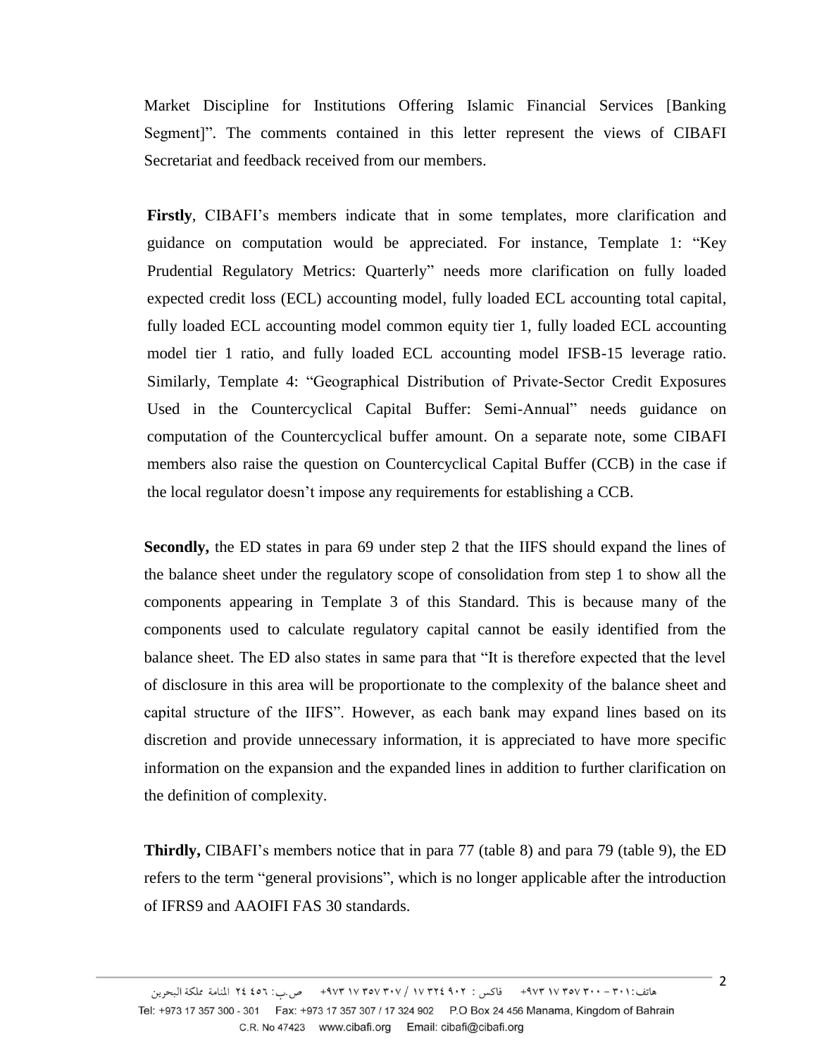Market Discipline for Institutions Offering Islamic Financial Services [Banking Segment]". The comments contained in this letter represent the views of CIBAFI Secretariat and feedback received from our members.

**Firstly**, CIBAFI's members indicate that in some templates, more clarification and guidance on computation would be appreciated. For instance, Template 1: "Key Prudential Regulatory Metrics: Quarterly" needs more clarification on fully loaded expected credit loss (ECL) accounting model, fully loaded ECL accounting total capital, fully loaded ECL accounting model common equity tier 1, fully loaded ECL accounting model tier 1 ratio, and fully loaded ECL accounting model IFSB-15 leverage ratio. Similarly, Template 4: "Geographical Distribution of Private-Sector Credit Exposures Used in the Countercyclical Capital Buffer: Semi-Annual" needs guidance on computation of the Countercyclical buffer amount. On a separate note, some CIBAFI members also raise the question on Countercyclical Capital Buffer (CCB) in the case if the local regulator doesn't impose any requirements for establishing a CCB.

**Secondly,** the ED states in para 69 under step 2 that the IIFS should expand the lines of the balance sheet under the regulatory scope of consolidation from step 1 to show all the components appearing in Template 3 of this Standard. This is because many of the components used to calculate regulatory capital cannot be easily identified from the balance sheet. The ED also states in same para that "It is therefore expected that the level of disclosure in this area will be proportionate to the complexity of the balance sheet and capital structure of the IIFS". However, as each bank may expand lines based on its discretion and provide unnecessary information, it is appreciated to have more specific information on the expansion and the expanded lines in addition to further clarification on the definition of complexity.

**Thirdly,** CIBAFI's members notice that in para 77 (table 8) and para 79 (table 9), the ED refers to the term "general provisions", which is no longer applicable after the introduction of IFRS9 and AAOIFI FAS 30 standards.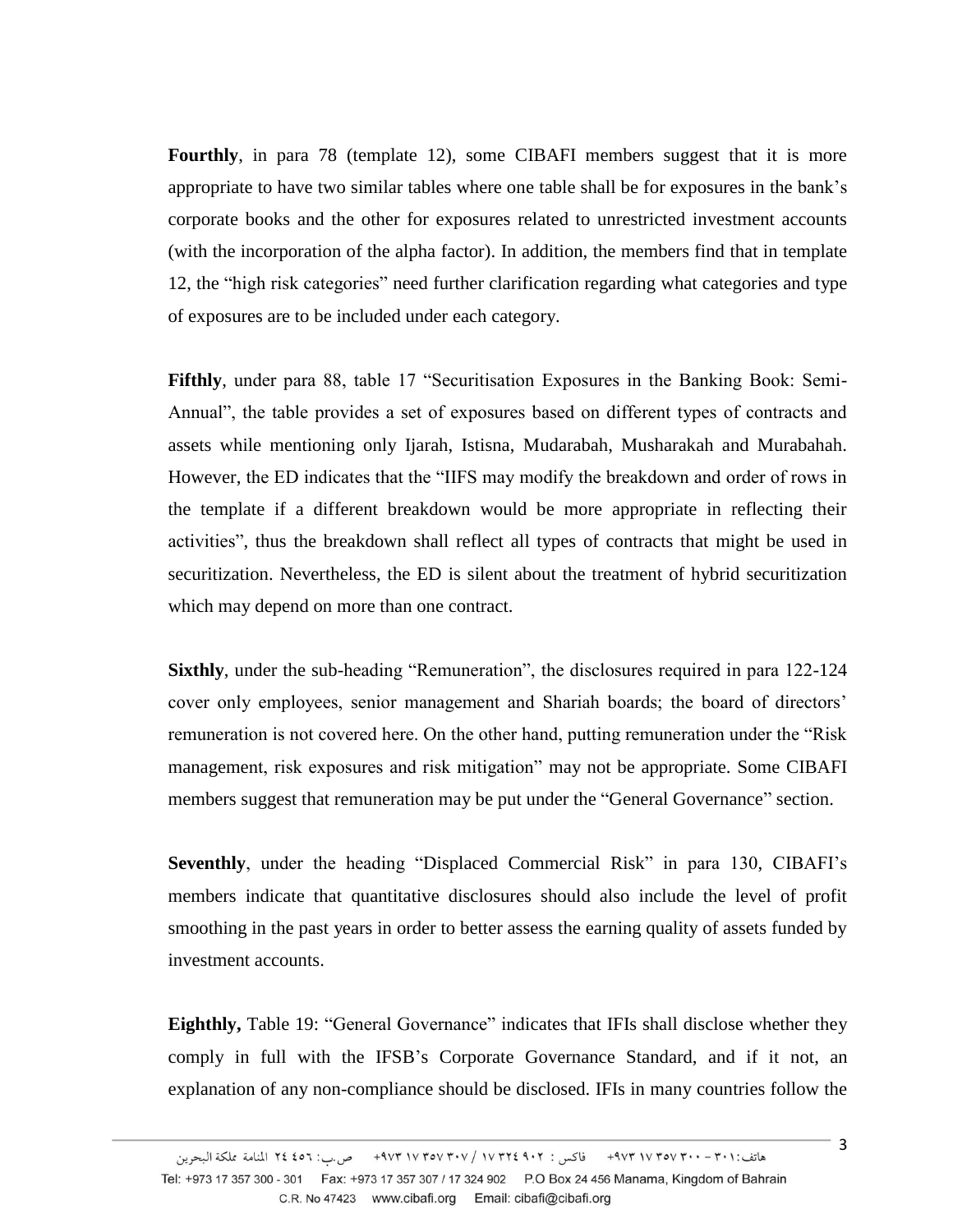**Fourthly**, in para 78 (template 12), some CIBAFI members suggest that it is more appropriate to have two similar tables where one table shall be for exposures in the bank's corporate books and the other for exposures related to unrestricted investment accounts (with the incorporation of the alpha factor). In addition, the members find that in template 12, the "high risk categories" need further clarification regarding what categories and type of exposures are to be included under each category.

**Fifthly**, under para 88, table 17 "Securitisation Exposures in the Banking Book: Semi-Annual", the table provides a set of exposures based on different types of contracts and assets while mentioning only Ijarah, Istisna, Mudarabah, Musharakah and Murabahah. However, the ED indicates that the "IIFS may modify the breakdown and order of rows in the template if a different breakdown would be more appropriate in reflecting their activities", thus the breakdown shall reflect all types of contracts that might be used in securitization. Nevertheless, the ED is silent about the treatment of hybrid securitization which may depend on more than one contract.

**Sixthly**, under the sub-heading "Remuneration", the disclosures required in para 122-124 cover only employees, senior management and Shariah boards; the board of directors' remuneration is not covered here. On the other hand, putting remuneration under the "Risk management, risk exposures and risk mitigation" may not be appropriate. Some CIBAFI members suggest that remuneration may be put under the "General Governance" section.

**Seventhly**, under the heading "Displaced Commercial Risk" in para 130, CIBAFI's members indicate that quantitative disclosures should also include the level of profit smoothing in the past years in order to better assess the earning quality of assets funded by investment accounts.

**Eighthly,** Table 19: "General Governance" indicates that IFIs shall disclose whether they comply in full with the IFSB's Corporate Governance Standard, and if it not, an explanation of any non-compliance should be disclosed. IFIs in many countries follow the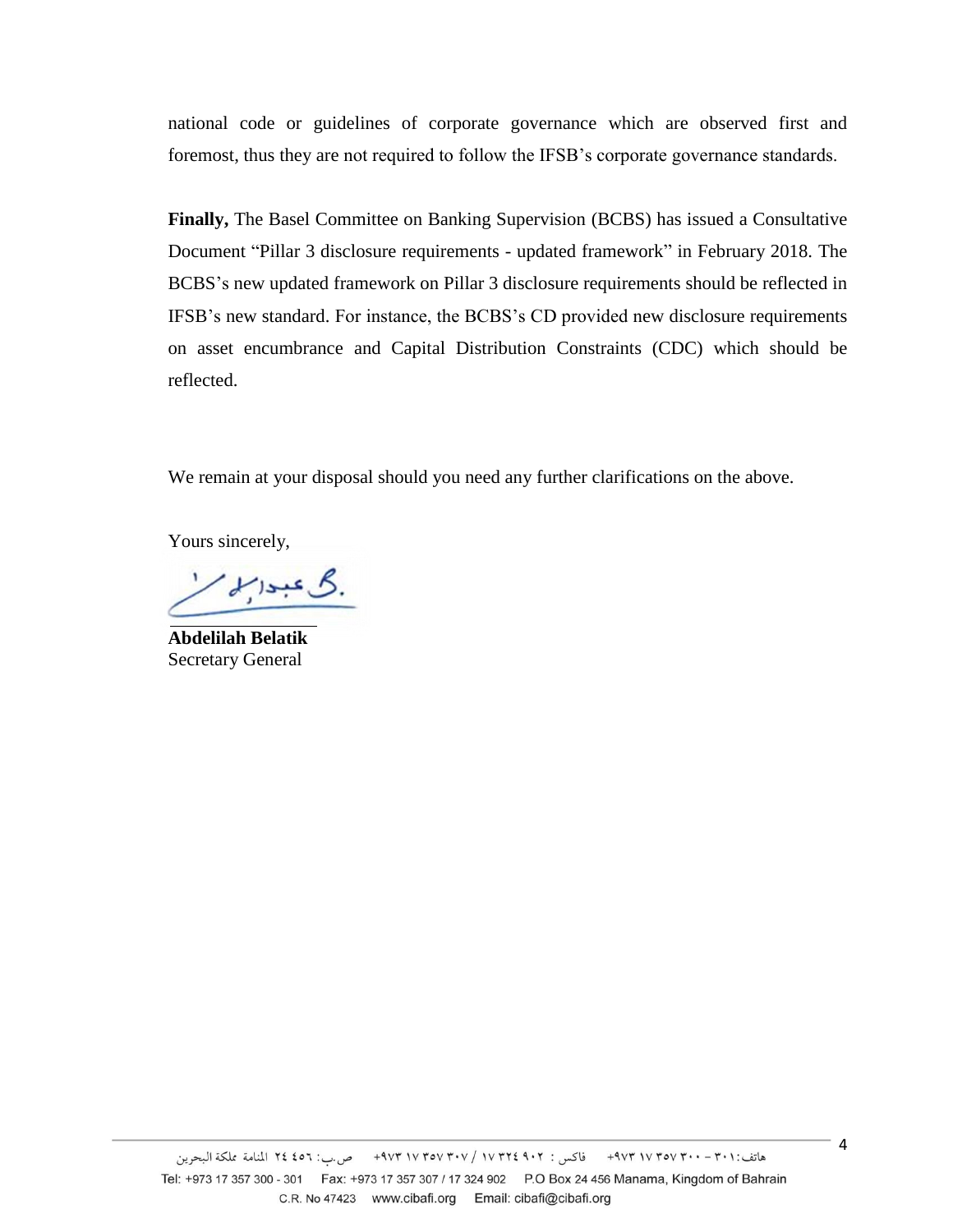national code or guidelines of corporate governance which are observed first and foremost, thus they are not required to follow the IFSB's corporate governance standards.

**Finally,** The Basel Committee on Banking Supervision (BCBS) has issued a Consultative Document "Pillar 3 disclosure requirements - updated framework" in February 2018. The BCBS's new updated framework on Pillar 3 disclosure requirements should be reflected in IFSB's new standard. For instance, the BCBS's CD provided new disclosure requirements on asset encumbrance and Capital Distribution Constraints (CDC) which should be reflected.

We remain at your disposal should you need any further clarifications on the above.

Yours sincerely,

**Abdelilah Belatik**
Secretary General

هاتف: ٣٠١ - ٣٠٠ ٣٥٧ ١٧ ٩٧٣+ فاكس : ٩٠٢ ٣٢٤ ١٧ / ٣٠٧ ٣٥٧ ١٧ ٩٧٣+ ص.ب: ٤٥٦ ٢٤ المنامة مملكة البحرين

Tel: +973 17 357 300 - 301 Fax: +973 17 357 307 / 17 324 902 P.O Box 24 456 Manama, Kingdom of Bahrain

C.R. No 47423 www.cibafi.org Email: cibafi@cibafi.org